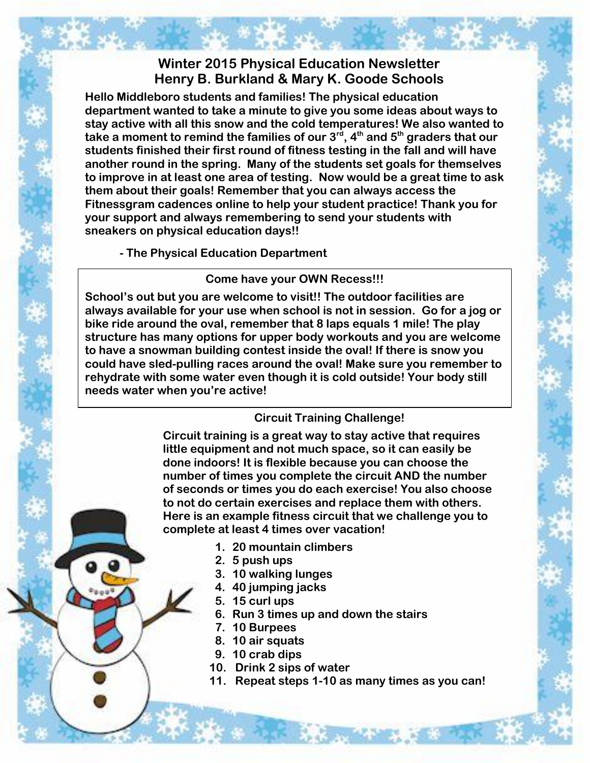# Winter 2015 Physical Education Newsletter
# Henry B. Burkland & Mary K. Goode Schools

**Hello Middleboro students and families! The physical education department wanted to take a minute to give you some ideas about ways to stay active with all this snow and the cold temperatures! We also wanted to take a moment to remind the families of our 3rd, 4th and 5th graders that our students finished their first round of fitness testing in the fall and will have another round in the spring. Many of the students set goals for themselves to improve in at least one area of testing. Now would be a great time to ask them about their goals! Remember that you can always access the Fitnessgram cadences online to help your student practice! Thank you for your support and always remembering to send your students with sneakers on physical education days!!**

**- The Physical Education Department**

## Come have your OWN Recess!!!

**School's out but you are welcome to visit!! The outdoor facilities are always available for your use when school is not in session. Go for a jog or bike ride around the oval, remember that 8 laps equals 1 mile! The play structure has many options for upper body workouts and you are welcome to have a snowman building contest inside the oval! If there is snow you could have sled-pulling races around the oval! Make sure you remember to rehydrate with some water even though it is cold outside! Your body still needs water when you're active!**

## Circuit Training Challenge!

**Circuit training is a great way to stay active that requires little equipment and not much space, so it can easily be done indoors! It is flexible because you can choose the number of times you complete the circuit AND the number of seconds or times you do each exercise! You also choose to not do certain exercises and replace them with others. Here is an example fitness circuit that we challenge you to complete at least 4 times over vacation!**

1. **20 mountain climbers**
2. **5 push ups**
3. **10 walking lunges**
4. **40 jumping jacks**
5. **15 curl ups**
6. **Run 3 times up and down the stairs**
7. **10 Burpees**
8. **10 air squats**
9. **10 crab dips**
10. **Drink 2 sips of water**
11. **Repeat steps 1-10 as many times as you can!**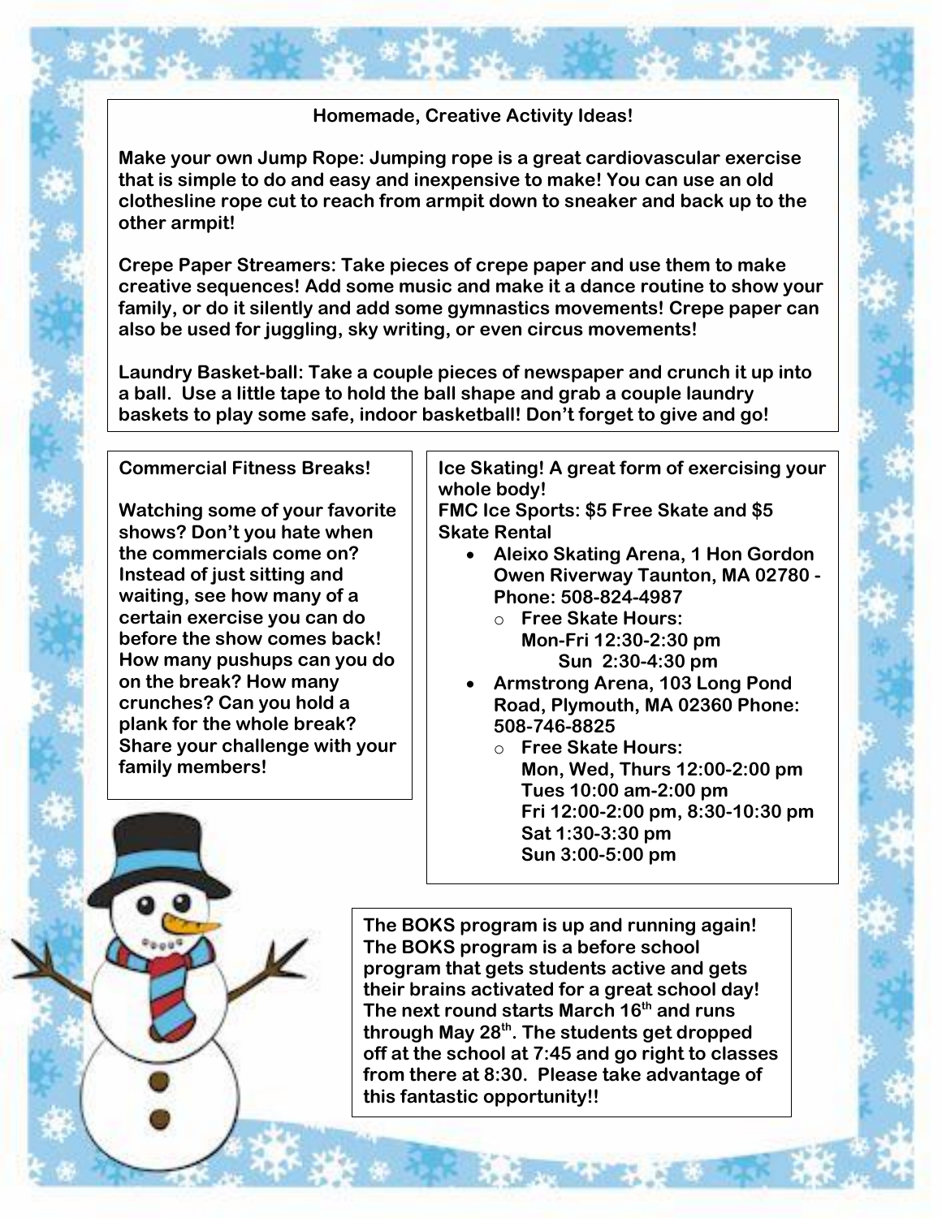## Homemade, Creative Activity Ideas!

**Make your own Jump Rope: Jumping rope is a great cardiovascular exercise that is simple to do and easy and inexpensive to make! You can use an old clothesline rope cut to reach from armpit down to sneaker and back up to the other armpit!**

**Crepe Paper Streamers: Take pieces of crepe paper and use them to make creative sequences! Add some music and make it a dance routine to show your family, or do it silently and add some gymnastics movements! Crepe paper can also be used for juggling, sky writing, or even circus movements!**

**Laundry Basket-ball: Take a couple pieces of newspaper and crunch it up into a ball. Use a little tape to hold the ball shape and grab a couple laundry baskets to play some safe, indoor basketball! Don't forget to give and go!**

## Commercial Fitness Breaks!

**Watching some of your favorite shows? Don't you hate when the commercials come on? Instead of just sitting and waiting, see how many of a certain exercise you can do before the show comes back! How many pushups can you do on the break? How many crunches? Can you hold a plank for the whole break? Share your challenge with your family members!**

## Ice Skating! A great form of exercising your whole body!

**FMC Ice Sports: $5 Free Skate and $5 Skate Rental**

- **Aleixo Skating Arena, 1 Hon Gordon Owen Riverway Taunton, MA 02780 - Phone: 508-824-4987**
  - **Free Skate Hours:**
    **Mon-Fri 12:30-2:30 pm**
    **Sun 2:30-4:30 pm**
- **Armstrong Arena, 103 Long Pond Road, Plymouth, MA 02360 Phone: 508-746-8825**
  - **Free Skate Hours:**
    **Mon, Wed, Thurs 12:00-2:00 pm**
    **Tues 10:00 am-2:00 pm**
    **Fri 12:00-2:00 pm, 8:30-10:30 pm**
    **Sat 1:30-3:30 pm**
    **Sun 3:00-5:00 pm**

**The BOKS program is up and running again! The BOKS program is a before school program that gets students active and gets their brains activated for a great school day! The next round starts March 16th and runs through May 28th. The students get dropped off at the school at 7:45 and go right to classes from there at 8:30. Please take advantage of this fantastic opportunity!!**